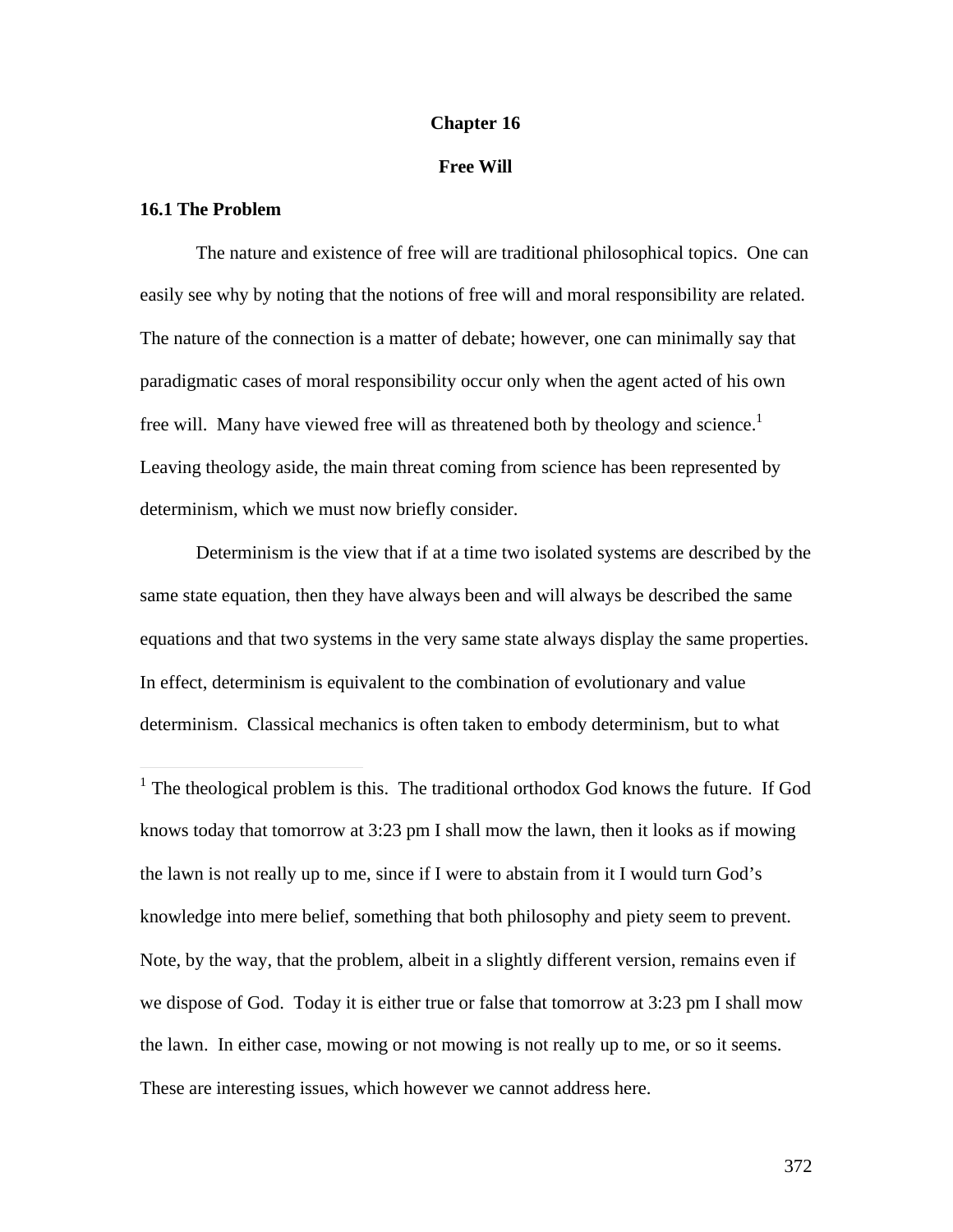# Chapter 16

## Free Will

### 16.1 The Problem

The nature and existence of free will are traditional philosophical topics. One can easily see why by noting that the notions of free will and moral responsibility are related. The nature of the connection is a matter of debate; however, one can minimally say that paradigmatic cases of moral responsibility occur only when the agent acted of his own free will. Many have viewed free will as threatened both by theology and science.[1] Leaving theology aside, the main threat coming from science has been represented by determinism, which we must now briefly consider.

Determinism is the view that if at a time two isolated systems are described by the same state equation, then they have always been and will always be described the same equations and that two systems in the very same state always display the same properties. In effect, determinism is equivalent to the combination of evolutionary and value determinism. Classical mechanics is often taken to embody determinism, but to what

---

[1] The theological problem is this. The traditional orthodox God knows the future. If God knows today that tomorrow at 3:23 pm I shall mow the lawn, then it looks as if mowing the lawn is not really up to me, since if I were to abstain from it I would turn God's knowledge into mere belief, something that both philosophy and piety seem to prevent. Note, by the way, that the problem, albeit in a slightly different version, remains even if we dispose of God. Today it is either true or false that tomorrow at 3:23 pm I shall mow the lawn. In either case, mowing or not mowing is not really up to me, or so it seems. These are interesting issues, which however we cannot address here.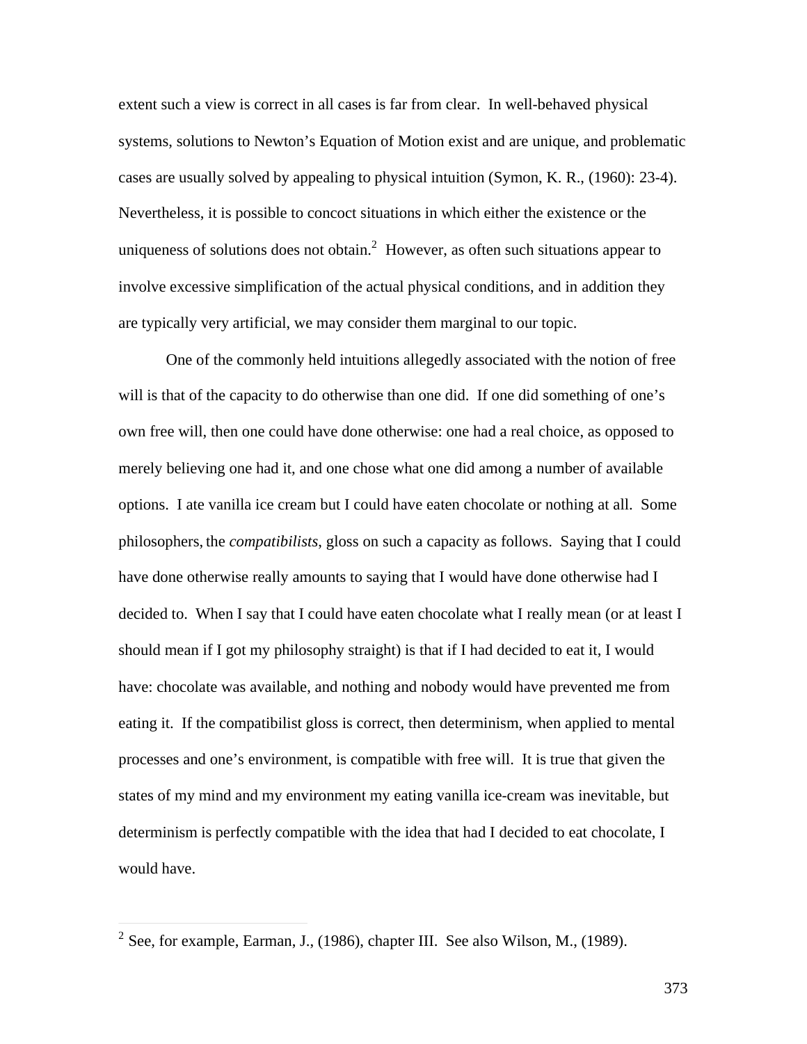extent such a view is correct in all cases is far from clear. In well-behaved physical systems, solutions to Newton's Equation of Motion exist and are unique, and problematic cases are usually solved by appealing to physical intuition (Symon, K. R., (1960): 23-4). Nevertheless, it is possible to concoct situations in which either the existence or the uniqueness of solutions does not obtain.[2] However, as often such situations appear to involve excessive simplification of the actual physical conditions, and in addition they are typically very artificial, we may consider them marginal to our topic.

One of the commonly held intuitions allegedly associated with the notion of free will is that of the capacity to do otherwise than one did. If one did something of one's own free will, then one could have done otherwise: one had a real choice, as opposed to merely believing one had it, and one chose what one did among a number of available options. I ate vanilla ice cream but I could have eaten chocolate or nothing at all. Some philosophers, the *compatibilists*, gloss on such a capacity as follows. Saying that I could have done otherwise really amounts to saying that I would have done otherwise had I decided to. When I say that I could have eaten chocolate what I really mean (or at least I should mean if I got my philosophy straight) is that if I had decided to eat it, I would have: chocolate was available, and nothing and nobody would have prevented me from eating it. If the compatibilist gloss is correct, then determinism, when applied to mental processes and one's environment, is compatible with free will. It is true that given the states of my mind and my environment my eating vanilla ice-cream was inevitable, but determinism is perfectly compatible with the idea that had I decided to eat chocolate, I would have.

[2] See, for example, Earman, J., (1986), chapter III. See also Wilson, M., (1989).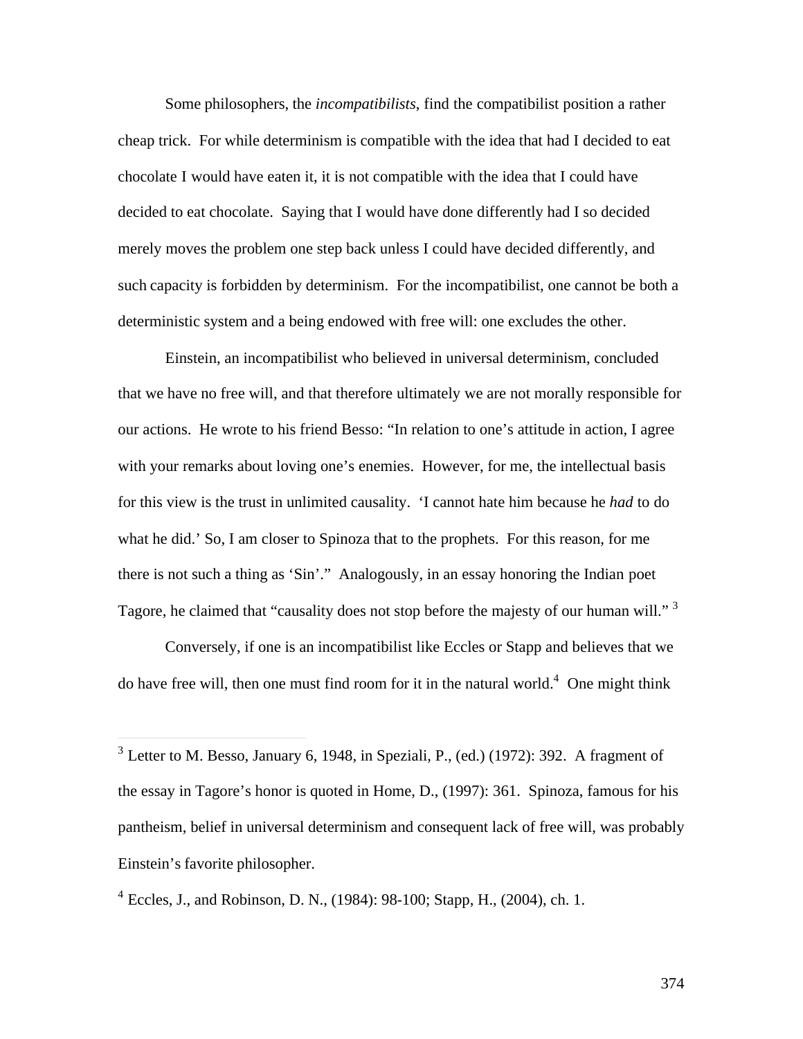Some philosophers, the *incompatibilists*, find the compatibilist position a rather cheap trick. For while determinism is compatible with the idea that had I decided to eat chocolate I would have eaten it, it is not compatible with the idea that I could have decided to eat chocolate. Saying that I would have done differently had I so decided merely moves the problem one step back unless I could have decided differently, and such capacity is forbidden by determinism. For the incompatibilist, one cannot be both a deterministic system and a being endowed with free will: one excludes the other.

Einstein, an incompatibilist who believed in universal determinism, concluded that we have no free will, and that therefore ultimately we are not morally responsible for our actions. He wrote to his friend Besso: "In relation to one's attitude in action, I agree with your remarks about loving one's enemies. However, for me, the intellectual basis for this view is the trust in unlimited causality. 'I cannot hate him because he *had* to do what he did.' So, I am closer to Spinoza that to the prophets. For this reason, for me there is not such a thing as 'Sin'." Analogously, in an essay honoring the Indian poet Tagore, he claimed that "causality does not stop before the majesty of our human will." [3]

Conversely, if one is an incompatibilist like Eccles or Stapp and believes that we do have free will, then one must find room for it in the natural world.[4] One might think

---

[3] Letter to M. Besso, January 6, 1948, in Speziali, P., (ed.) (1972): 392. A fragment of the essay in Tagore's honor is quoted in Home, D., (1997): 361. Spinoza, famous for his pantheism, belief in universal determinism and consequent lack of free will, was probably Einstein's favorite philosopher.

[4] Eccles, J., and Robinson, D. N., (1984): 98-100; Stapp, H., (2004), ch. 1.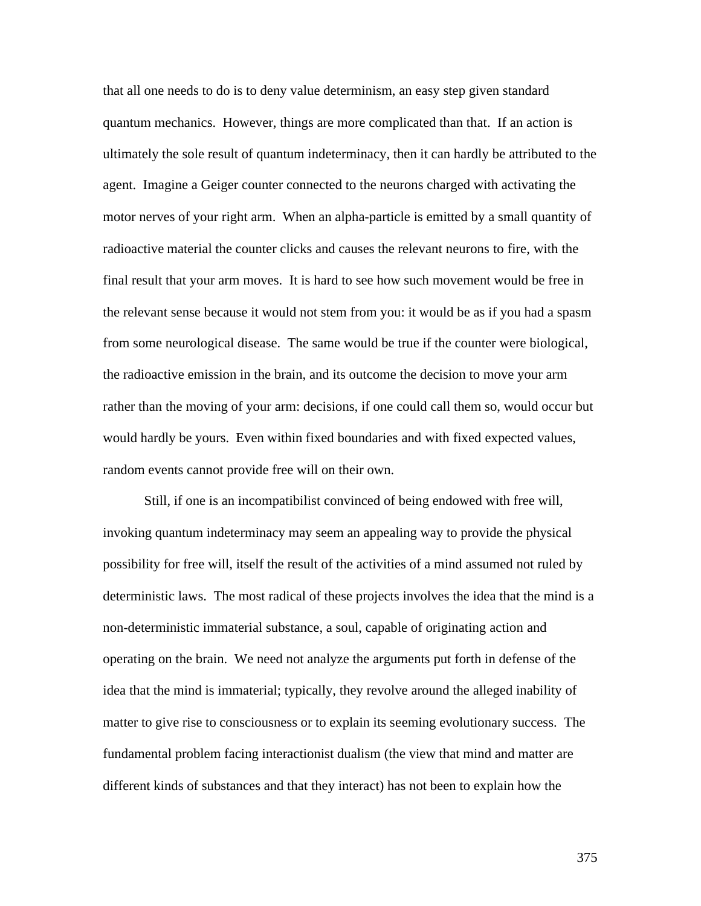that all one needs to do is to deny value determinism, an easy step given standard quantum mechanics. However, things are more complicated than that. If an action is ultimately the sole result of quantum indeterminacy, then it can hardly be attributed to the agent. Imagine a Geiger counter connected to the neurons charged with activating the motor nerves of your right arm. When an alpha-particle is emitted by a small quantity of radioactive material the counter clicks and causes the relevant neurons to fire, with the final result that your arm moves. It is hard to see how such movement would be free in the relevant sense because it would not stem from you: it would be as if you had a spasm from some neurological disease. The same would be true if the counter were biological, the radioactive emission in the brain, and its outcome the decision to move your arm rather than the moving of your arm: decisions, if one could call them so, would occur but would hardly be yours. Even within fixed boundaries and with fixed expected values, random events cannot provide free will on their own.

Still, if one is an incompatibilist convinced of being endowed with free will, invoking quantum indeterminacy may seem an appealing way to provide the physical possibility for free will, itself the result of the activities of a mind assumed not ruled by deterministic laws. The most radical of these projects involves the idea that the mind is a non-deterministic immaterial substance, a soul, capable of originating action and operating on the brain. We need not analyze the arguments put forth in defense of the idea that the mind is immaterial; typically, they revolve around the alleged inability of matter to give rise to consciousness or to explain its seeming evolutionary success. The fundamental problem facing interactionist dualism (the view that mind and matter are different kinds of substances and that they interact) has not been to explain how the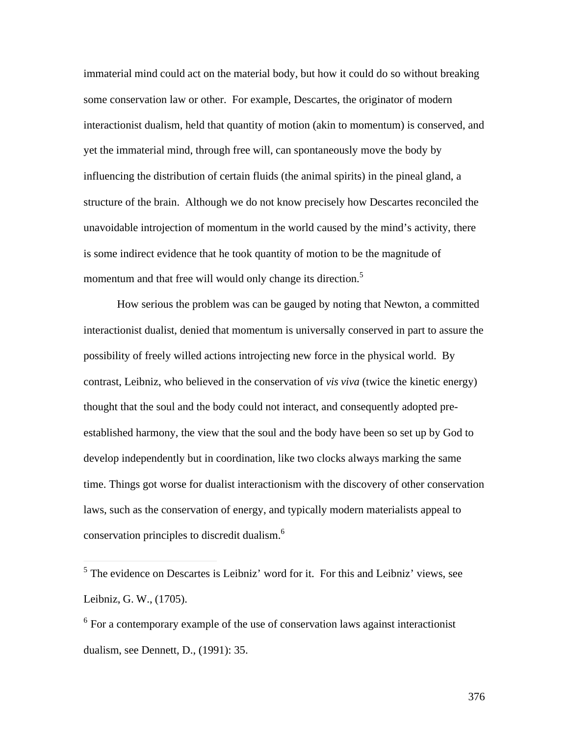immaterial mind could act on the material body, but how it could do so without breaking some conservation law or other. For example, Descartes, the originator of modern interactionist dualism, held that quantity of motion (akin to momentum) is conserved, and yet the immaterial mind, through free will, can spontaneously move the body by influencing the distribution of certain fluids (the animal spirits) in the pineal gland, a structure of the brain. Although we do not know precisely how Descartes reconciled the unavoidable introjection of momentum in the world caused by the mind's activity, there is some indirect evidence that he took quantity of motion to be the magnitude of momentum and that free will would only change its direction.[5]

How serious the problem was can be gauged by noting that Newton, a committed interactionist dualist, denied that momentum is universally conserved in part to assure the possibility of freely willed actions introjecting new force in the physical world. By contrast, Leibniz, who believed in the conservation of *vis viva* (twice the kinetic energy) thought that the soul and the body could not interact, and consequently adopted pre-established harmony, the view that the soul and the body have been so set up by God to develop independently but in coordination, like two clocks always marking the same time. Things got worse for dualist interactionism with the discovery of other conservation laws, such as the conservation of energy, and typically modern materialists appeal to conservation principles to discredit dualism.[6]

---

[5] The evidence on Descartes is Leibniz' word for it. For this and Leibniz' views, see Leibniz, G. W., (1705).

[6] For a contemporary example of the use of conservation laws against interactionist dualism, see Dennett, D., (1991): 35.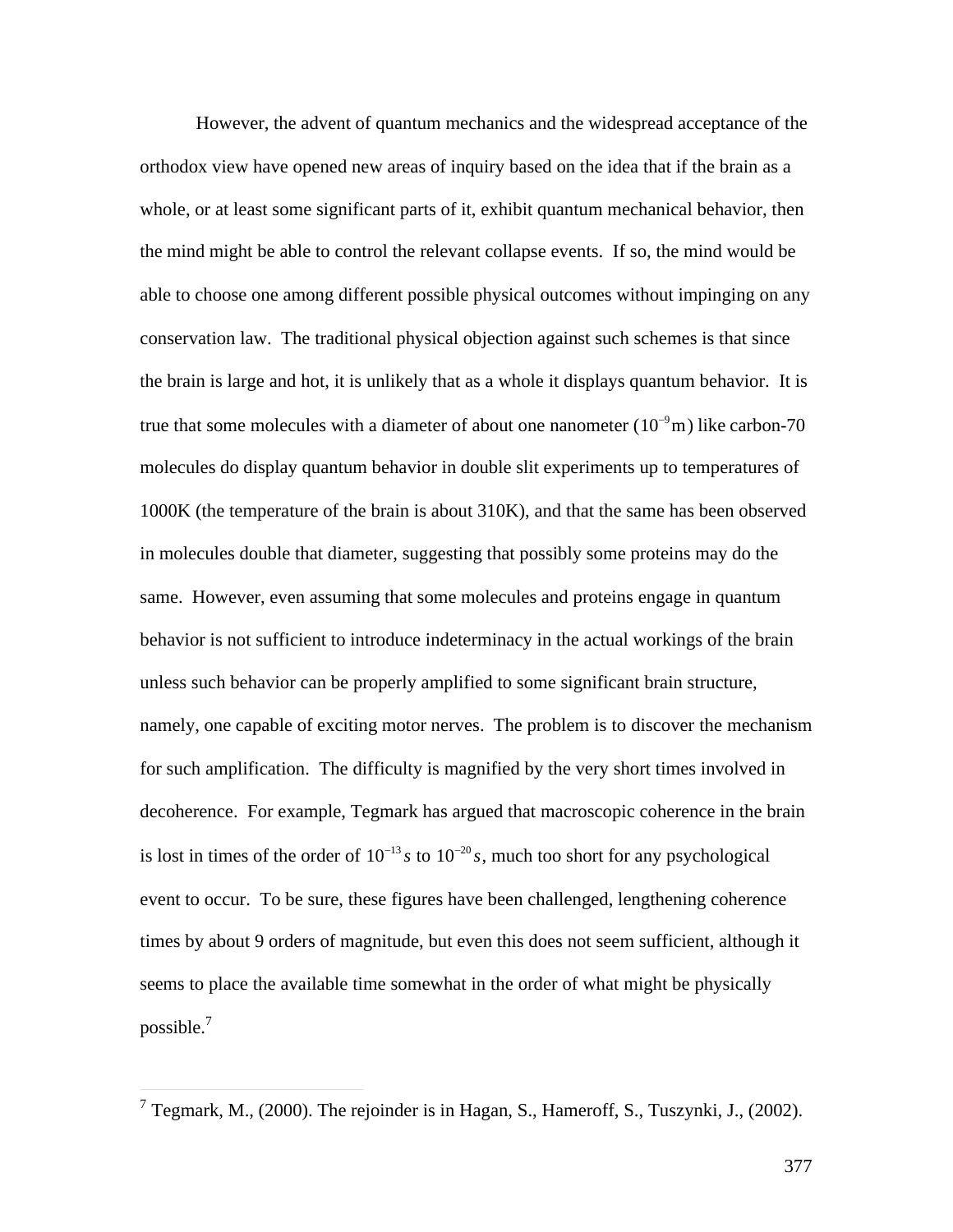However, the advent of quantum mechanics and the widespread acceptance of the orthodox view have opened new areas of inquiry based on the idea that if the brain as a whole, or at least some significant parts of it, exhibit quantum mechanical behavior, then the mind might be able to control the relevant collapse events. If so, the mind would be able to choose one among different possible physical outcomes without impinging on any conservation law. The traditional physical objection against such schemes is that since the brain is large and hot, it is unlikely that as a whole it displays quantum behavior. It is true that some molecules with a diameter of about one nanometer ($10^{-9}$m) like carbon-70 molecules do display quantum behavior in double slit experiments up to temperatures of 1000K (the temperature of the brain is about 310K), and that the same has been observed in molecules double that diameter, suggesting that possibly some proteins may do the same. However, even assuming that some molecules and proteins engage in quantum behavior is not sufficient to introduce indeterminacy in the actual workings of the brain unless such behavior can be properly amplified to some significant brain structure, namely, one capable of exciting motor nerves. The problem is to discover the mechanism for such amplification. The difficulty is magnified by the very short times involved in decoherence. For example, Tegmark has argued that macroscopic coherence in the brain is lost in times of the order of $10^{-13}s$ to $10^{-20}s$, much too short for any psychological event to occur. To be sure, these figures have been challenged, lengthening coherence times by about 9 orders of magnitude, but even this does not seem sufficient, although it seems to place the available time somewhat in the order of what might be physically possible.[7]

---

[7] Tegmark, M., (2000). The rejoinder is in Hagan, S., Hameroff, S., Tuszynki, J., (2002).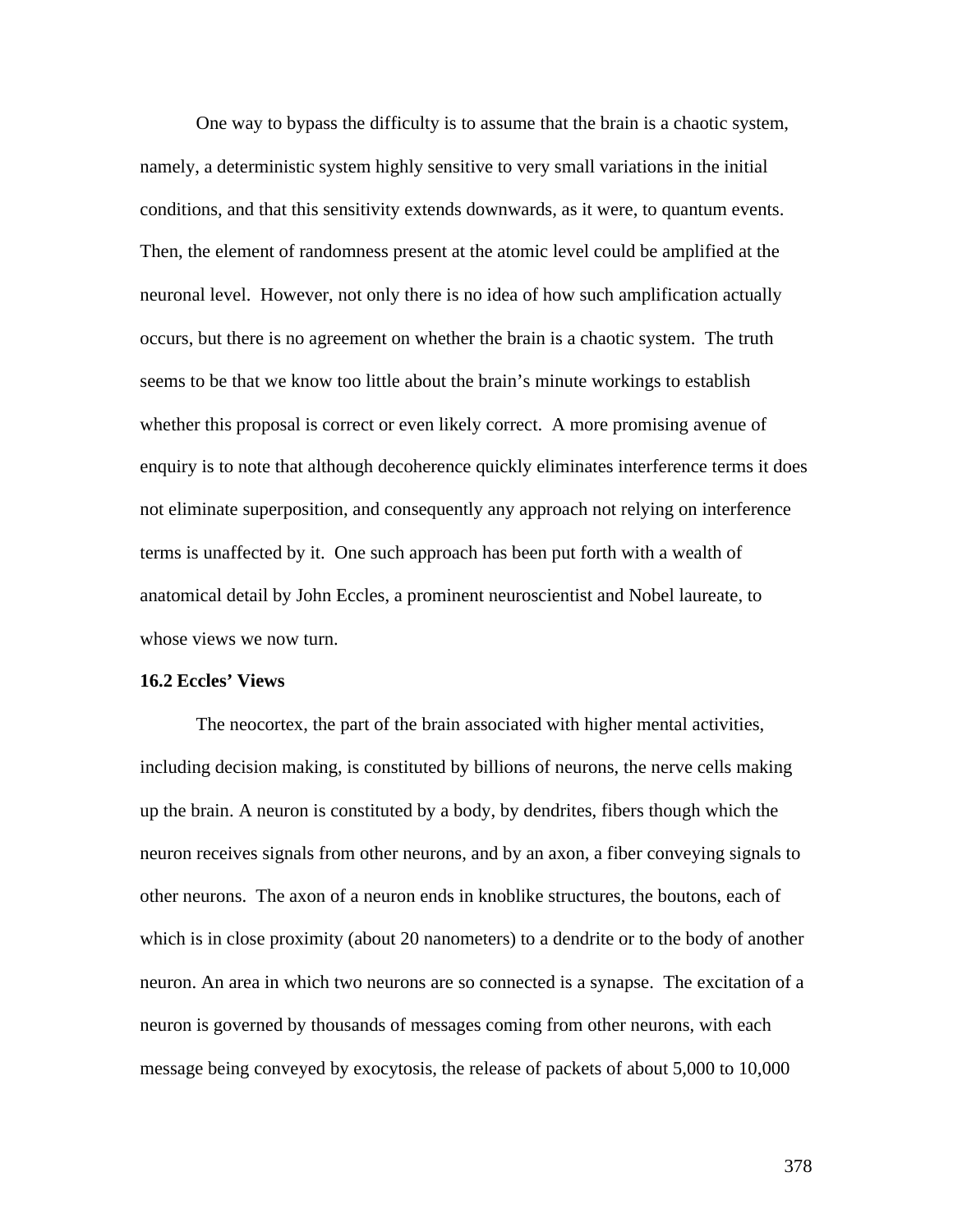One way to bypass the difficulty is to assume that the brain is a chaotic system, namely, a deterministic system highly sensitive to very small variations in the initial conditions, and that this sensitivity extends downwards, as it were, to quantum events. Then, the element of randomness present at the atomic level could be amplified at the neuronal level. However, not only there is no idea of how such amplification actually occurs, but there is no agreement on whether the brain is a chaotic system. The truth seems to be that we know too little about the brain's minute workings to establish whether this proposal is correct or even likely correct. A more promising avenue of enquiry is to note that although decoherence quickly eliminates interference terms it does not eliminate superposition, and consequently any approach not relying on interference terms is unaffected by it. One such approach has been put forth with a wealth of anatomical detail by John Eccles, a prominent neuroscientist and Nobel laureate, to whose views we now turn.

### 16.2 Eccles' Views

The neocortex, the part of the brain associated with higher mental activities, including decision making, is constituted by billions of neurons, the nerve cells making up the brain. A neuron is constituted by a body, by dendrites, fibers though which the neuron receives signals from other neurons, and by an axon, a fiber conveying signals to other neurons. The axon of a neuron ends in knoblike structures, the boutons, each of which is in close proximity (about 20 nanometers) to a dendrite or to the body of another neuron. An area in which two neurons are so connected is a synapse. The excitation of a neuron is governed by thousands of messages coming from other neurons, with each message being conveyed by exocytosis, the release of packets of about 5,000 to 10,000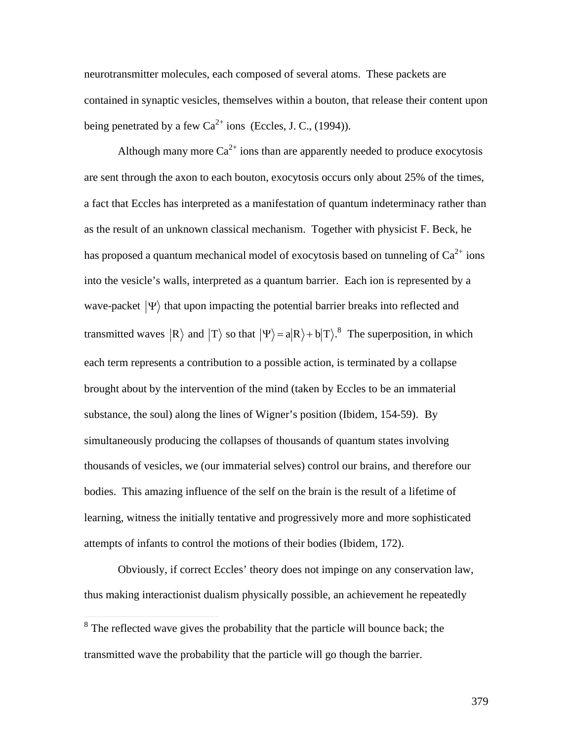neurotransmitter molecules, each composed of several atoms. These packets are contained in synaptic vesicles, themselves within a bouton, that release their content upon being penetrated by a few $Ca^{2+}$ ions (Eccles, J. C., (1994)).

Although many more $Ca^{2+}$ ions than are apparently needed to produce exocytosis are sent through the axon to each bouton, exocytosis occurs only about 25% of the times, a fact that Eccles has interpreted as a manifestation of quantum indeterminacy rather than as the result of an unknown classical mechanism. Together with physicist F. Beck, he has proposed a quantum mechanical model of exocytosis based on tunneling of $Ca^{2+}$ ions into the vesicle's walls, interpreted as a quantum barrier. Each ion is represented by a wave-packet $|\Psi\rangle$ that upon impacting the potential barrier breaks into reflected and transmitted waves $|R\rangle$ and $|T\rangle$ so that $|\Psi\rangle = a|R\rangle + b|T\rangle$.[8] The superposition, in which each term represents a contribution to a possible action, is terminated by a collapse brought about by the intervention of the mind (taken by Eccles to be an immaterial substance, the soul) along the lines of Wigner's position (Ibidem, 154-59). By simultaneously producing the collapses of thousands of quantum states involving thousands of vesicles, we (our immaterial selves) control our brains, and therefore our bodies. This amazing influence of the self on the brain is the result of a lifetime of learning, witness the initially tentative and progressively more and more sophisticated attempts of infants to control the motions of their bodies (Ibidem, 172).

Obviously, if correct Eccles' theory does not impinge on any conservation law, thus making interactionist dualism physically possible, an achievement he repeatedly

---

[8] The reflected wave gives the probability that the particle will bounce back; the transmitted wave the probability that the particle will go though the barrier.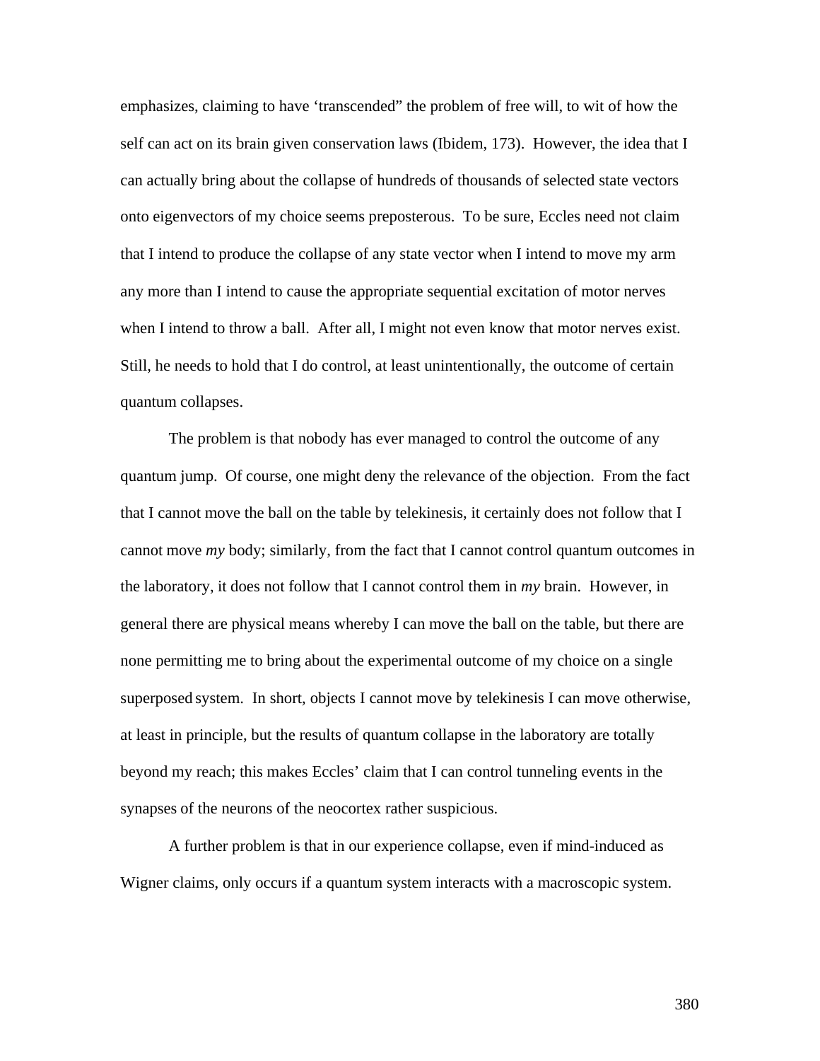emphasizes, claiming to have 'transcended" the problem of free will, to wit of how the self can act on its brain given conservation laws (Ibidem, 173). However, the idea that I can actually bring about the collapse of hundreds of thousands of selected state vectors onto eigenvectors of my choice seems preposterous. To be sure, Eccles need not claim that I intend to produce the collapse of any state vector when I intend to move my arm any more than I intend to cause the appropriate sequential excitation of motor nerves when I intend to throw a ball. After all, I might not even know that motor nerves exist. Still, he needs to hold that I do control, at least unintentionally, the outcome of certain quantum collapses.

The problem is that nobody has ever managed to control the outcome of any quantum jump. Of course, one might deny the relevance of the objection. From the fact that I cannot move the ball on the table by telekinesis, it certainly does not follow that I cannot move *my* body; similarly, from the fact that I cannot control quantum outcomes in the laboratory, it does not follow that I cannot control them in *my* brain. However, in general there are physical means whereby I can move the ball on the table, but there are none permitting me to bring about the experimental outcome of my choice on a single superposed system. In short, objects I cannot move by telekinesis I can move otherwise, at least in principle, but the results of quantum collapse in the laboratory are totally beyond my reach; this makes Eccles' claim that I can control tunneling events in the synapses of the neurons of the neocortex rather suspicious.

A further problem is that in our experience collapse, even if mind-induced as Wigner claims, only occurs if a quantum system interacts with a macroscopic system.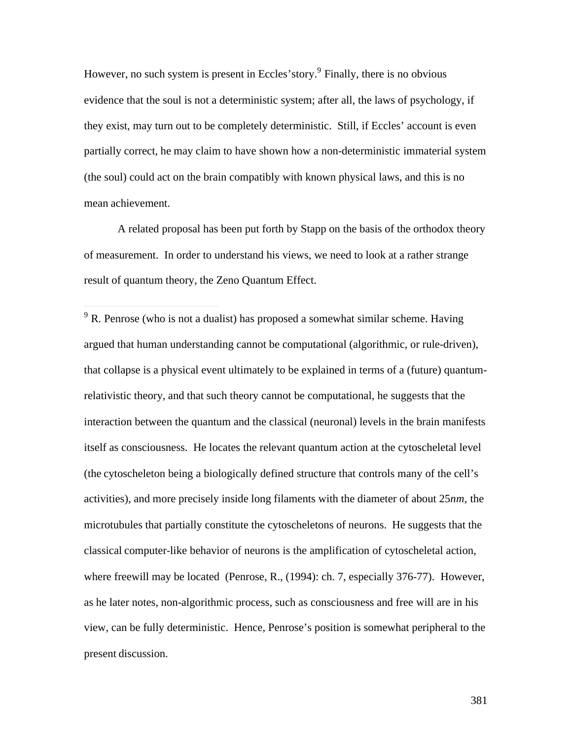However, no such system is present in Eccles'story.[9] Finally, there is no obvious evidence that the soul is not a deterministic system; after all, the laws of psychology, if they exist, may turn out to be completely deterministic. Still, if Eccles' account is even partially correct, he may claim to have shown how a non-deterministic immaterial system (the soul) could act on the brain compatibly with known physical laws, and this is no mean achievement.

A related proposal has been put forth by Stapp on the basis of the orthodox theory of measurement. In order to understand his views, we need to look at a rather strange result of quantum theory, the Zeno Quantum Effect.

---

[9] R. Penrose (who is not a dualist) has proposed a somewhat similar scheme. Having argued that human understanding cannot be computational (algorithmic, or rule-driven), that collapse is a physical event ultimately to be explained in terms of a (future) quantum-relativistic theory, and that such theory cannot be computational, he suggests that the interaction between the quantum and the classical (neuronal) levels in the brain manifests itself as consciousness. He locates the relevant quantum action at the cytoscheletal level (the cytoscheleton being a biologically defined structure that controls many of the cell's activities), and more precisely inside long filaments with the diameter of about 25*nm*, the microtubules that partially constitute the cytoscheletons of neurons. He suggests that the classical computer-like behavior of neurons is the amplification of cytoscheletal action, where freewill may be located (Penrose, R., (1994): ch. 7, especially 376-77). However, as he later notes, non-algorithmic process, such as consciousness and free will are in his view, can be fully deterministic. Hence, Penrose's position is somewhat peripheral to the present discussion.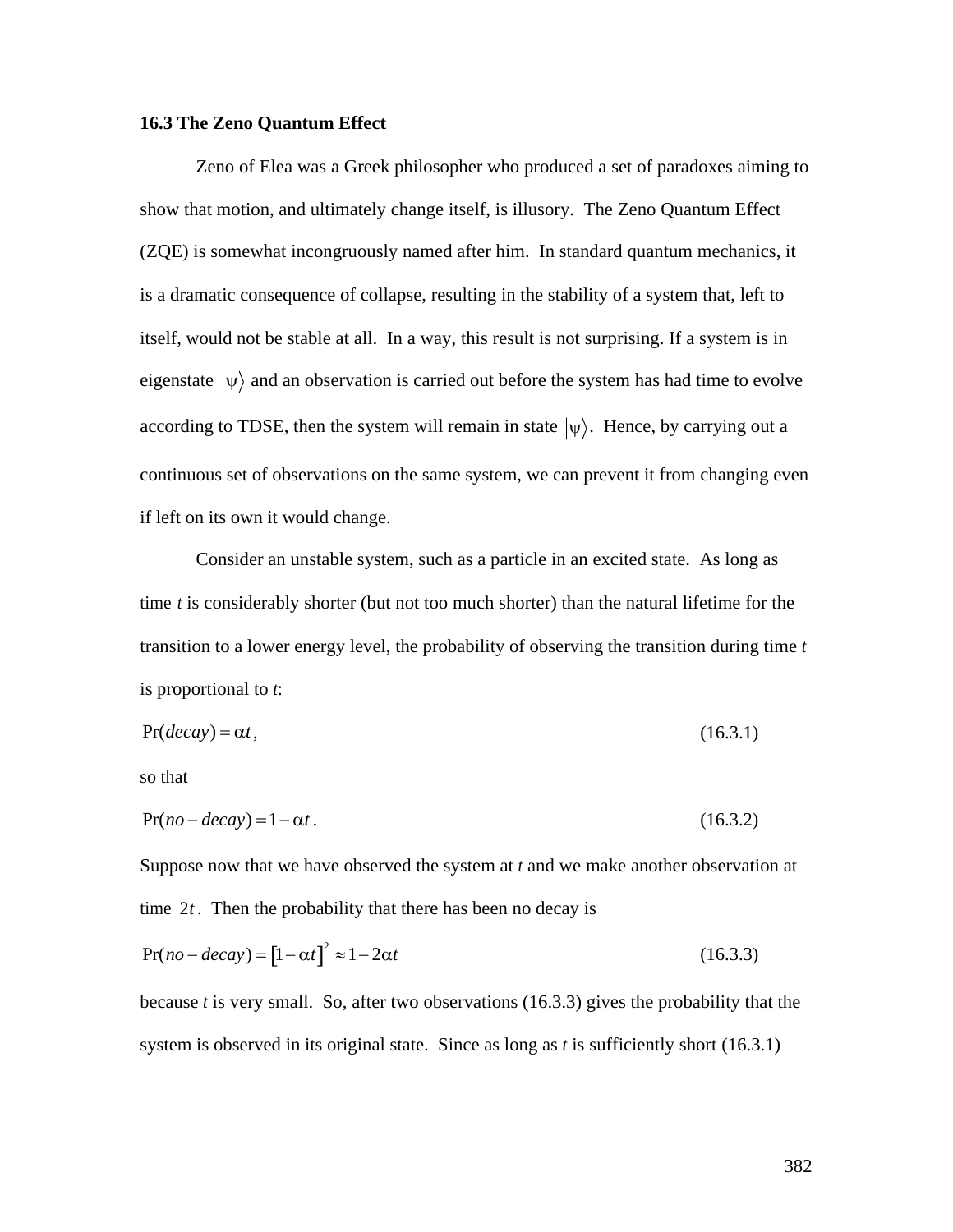### 16.3 The Zeno Quantum Effect

Zeno of Elea was a Greek philosopher who produced a set of paradoxes aiming to show that motion, and ultimately change itself, is illusory. The Zeno Quantum Effect (ZQE) is somewhat incongruously named after him. In standard quantum mechanics, it is a dramatic consequence of collapse, resulting in the stability of a system that, left to itself, would not be stable at all. In a way, this result is not surprising. If a system is in eigenstate $|\psi\rangle$ and an observation is carried out before the system has had time to evolve according to TDSE, then the system will remain in state $|\psi\rangle$. Hence, by carrying out a continuous set of observations on the same system, we can prevent it from changing even if left on its own it would change.

Consider an unstable system, such as a particle in an excited state. As long as time *t* is considerably shorter (but not too much shorter) than the natural lifetime for the transition to a lower energy level, the probability of observing the transition during time *t* is proportional to *t*:

$$\Pr(decay) = \alpha t, \tag{16.3.1}$$

so that

$$\Pr(no - decay) = 1 - \alpha t. \tag{16.3.2}$$

Suppose now that we have observed the system at *t* and we make another observation at time $2t$. Then the probability that there has been no decay is

$$\Pr(no - decay) = [1 - \alpha t]^2 \approx 1 - 2\alpha t \tag{16.3.3}$$

because *t* is very small. So, after two observations (16.3.3) gives the probability that the system is observed in its original state. Since as long as *t* is sufficiently short (16.3.1)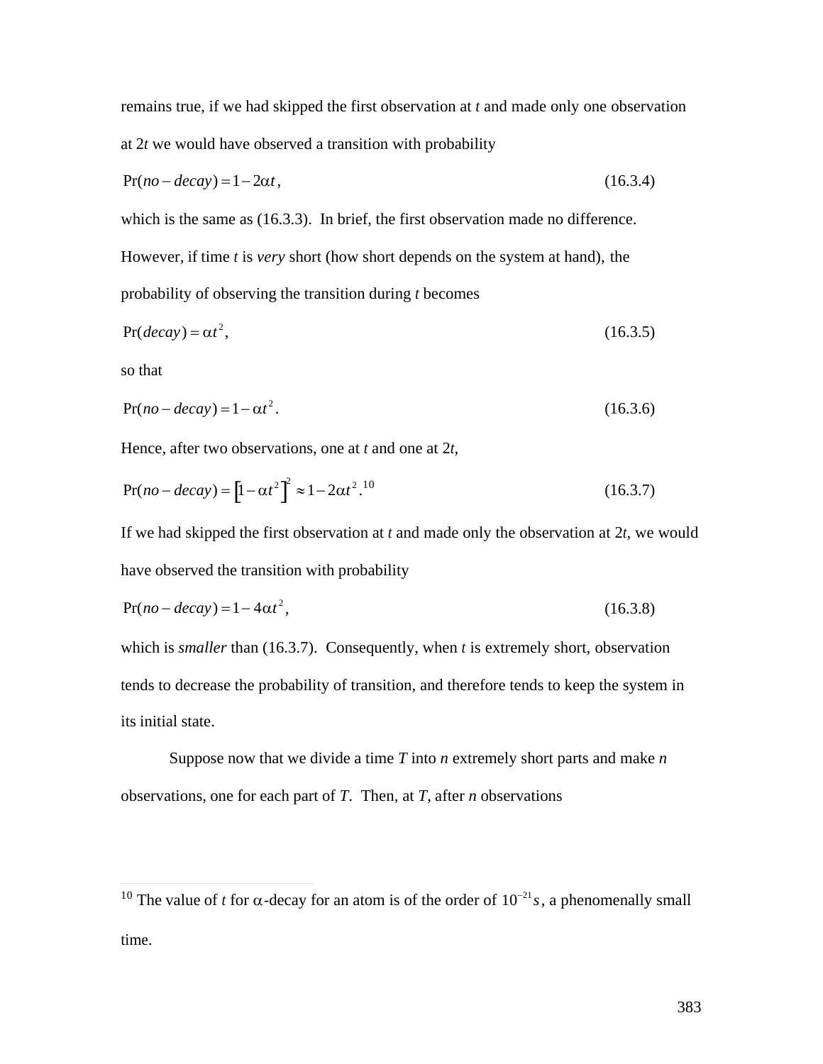remains true, if we had skipped the first observation at *t* and made only one observation at 2*t* we would have observed a transition with probability

$$\Pr(no-decay) = 1 - 2\alpha t, \tag{16.3.4}$$

which is the same as (16.3.3). In brief, the first observation made no difference. However, if time *t* is *very* short (how short depends on the system at hand), the probability of observing the transition during *t* becomes

$$\Pr(decay) = \alpha t^2, \tag{16.3.5}$$

so that

$$\Pr(no-decay) = 1 - \alpha t^2. \tag{16.3.6}$$

Hence, after two observations, one at *t* and one at 2*t*,

$$\Pr(no-decay) = \left[1 - \alpha t^2\right]^2 \approx 1 - 2\alpha t^2.\text{[10]} \tag{16.3.7}$$

If we had skipped the first observation at *t* and made only the observation at 2*t*, we would have observed the transition with probability

$$\Pr(no-decay) = 1 - 4\alpha t^2, \tag{16.3.8}$$

which is *smaller* than (16.3.7). Consequently, when *t* is extremely short, observation tends to decrease the probability of transition, and therefore tends to keep the system in its initial state.

Suppose now that we divide a time *T* into *n* extremely short parts and make *n* observations, one for each part of *T*. Then, at *T*, after *n* observations

---

[10] The value of *t* for $\alpha$-decay for an atom is of the order of $10^{-21}s$, a phenomenally small time.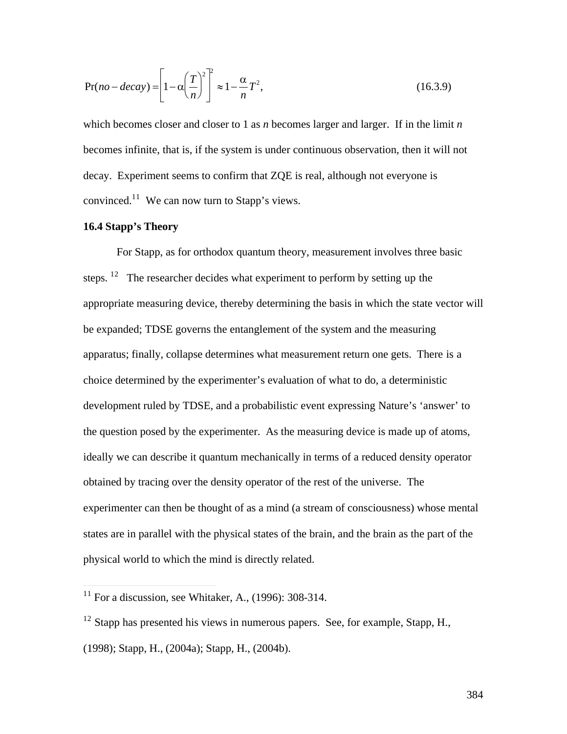$$\Pr(no-decay) = \left[1-\alpha\left(\frac{T}{n}\right)^2\right]^2 \approx 1-\frac{\alpha}{n}T^2, \tag{16.3.9}$$

which becomes closer and closer to 1 as *n* becomes larger and larger. If in the limit *n* becomes infinite, that is, if the system is under continuous observation, then it will not decay. Experiment seems to confirm that ZQE is real, although not everyone is convinced.[11] We can now turn to Stapp's views.

**16.4 Stapp's Theory**

For Stapp, as for orthodox quantum theory, measurement involves three basic steps.[12] The researcher decides what experiment to perform by setting up the appropriate measuring device, thereby determining the basis in which the state vector will be expanded; TDSE governs the entanglement of the system and the measuring apparatus; finally, collapse determines what measurement return one gets. There is a choice determined by the experimenter's evaluation of what to do, a deterministic development ruled by TDSE, and a probabilistic event expressing Nature's 'answer' to the question posed by the experimenter. As the measuring device is made up of atoms, ideally we can describe it quantum mechanically in terms of a reduced density operator obtained by tracing over the density operator of the rest of the universe. The experimenter can then be thought of as a mind (a stream of consciousness) whose mental states are in parallel with the physical states of the brain, and the brain as the part of the physical world to which the mind is directly related.

[11] For a discussion, see Whitaker, A., (1996): 308-314.

[12] Stapp has presented his views in numerous papers. See, for example, Stapp, H., (1998); Stapp, H., (2004a); Stapp, H., (2004b).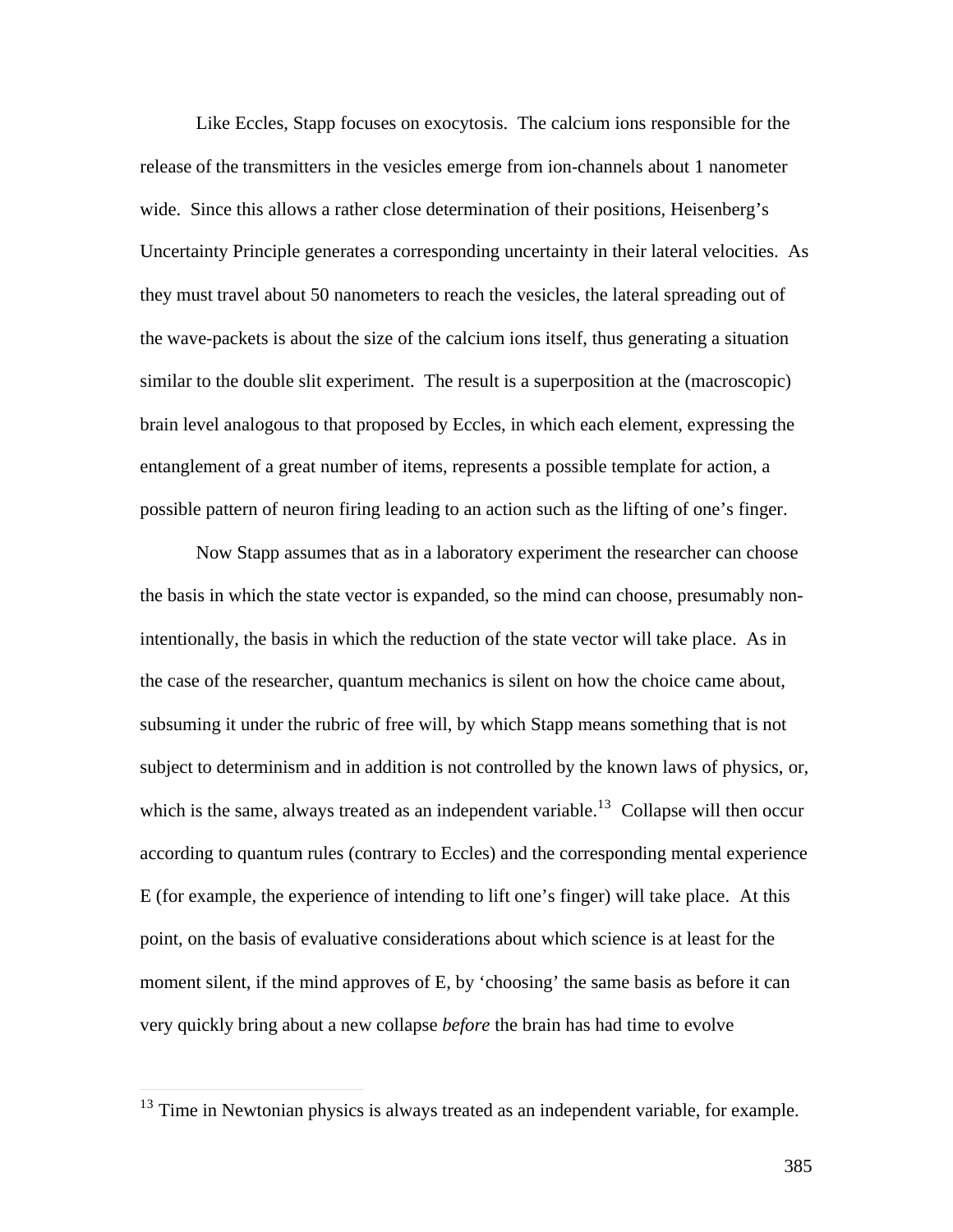Like Eccles, Stapp focuses on exocytosis. The calcium ions responsible for the release of the transmitters in the vesicles emerge from ion-channels about 1 nanometer wide. Since this allows a rather close determination of their positions, Heisenberg's Uncertainty Principle generates a corresponding uncertainty in their lateral velocities. As they must travel about 50 nanometers to reach the vesicles, the lateral spreading out of the wave-packets is about the size of the calcium ions itself, thus generating a situation similar to the double slit experiment. The result is a superposition at the (macroscopic) brain level analogous to that proposed by Eccles, in which each element, expressing the entanglement of a great number of items, represents a possible template for action, a possible pattern of neuron firing leading to an action such as the lifting of one's finger.

Now Stapp assumes that as in a laboratory experiment the researcher can choose the basis in which the state vector is expanded, so the mind can choose, presumably non-intentionally, the basis in which the reduction of the state vector will take place. As in the case of the researcher, quantum mechanics is silent on how the choice came about, subsuming it under the rubric of free will, by which Stapp means something that is not subject to determinism and in addition is not controlled by the known laws of physics, or, which is the same, always treated as an independent variable.[13] Collapse will then occur according to quantum rules (contrary to Eccles) and the corresponding mental experience E (for example, the experience of intending to lift one's finger) will take place. At this point, on the basis of evaluative considerations about which science is at least for the moment silent, if the mind approves of E, by 'choosing' the same basis as before it can very quickly bring about a new collapse *before* the brain has had time to evolve

[13] Time in Newtonian physics is always treated as an independent variable, for example.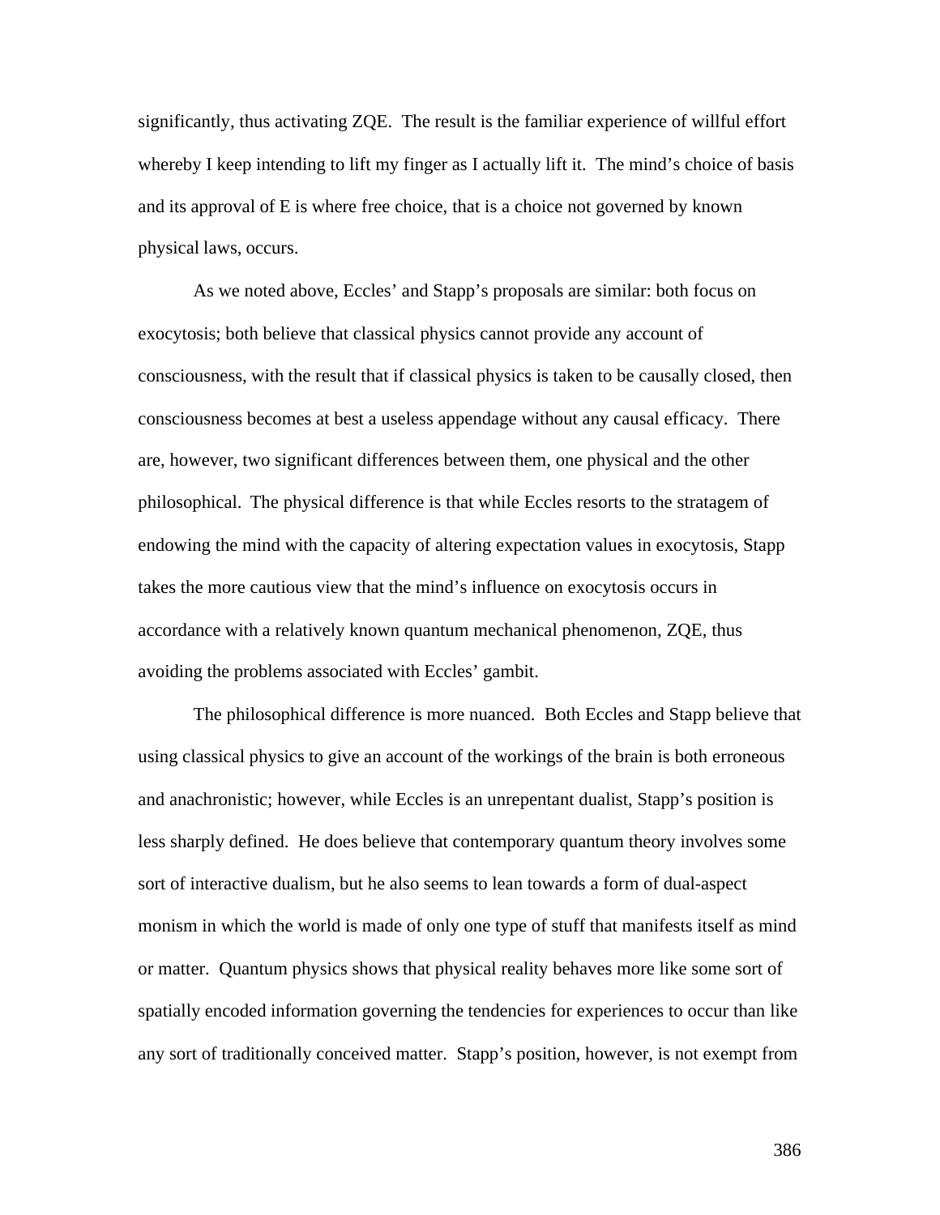significantly, thus activating ZQE. The result is the familiar experience of willful effort whereby I keep intending to lift my finger as I actually lift it. The mind's choice of basis and its approval of E is where free choice, that is a choice not governed by known physical laws, occurs.

As we noted above, Eccles' and Stapp's proposals are similar: both focus on exocytosis; both believe that classical physics cannot provide any account of consciousness, with the result that if classical physics is taken to be causally closed, then consciousness becomes at best a useless appendage without any causal efficacy. There are, however, two significant differences between them, one physical and the other philosophical. The physical difference is that while Eccles resorts to the stratagem of endowing the mind with the capacity of altering expectation values in exocytosis, Stapp takes the more cautious view that the mind's influence on exocytosis occurs in accordance with a relatively known quantum mechanical phenomenon, ZQE, thus avoiding the problems associated with Eccles' gambit.

The philosophical difference is more nuanced. Both Eccles and Stapp believe that using classical physics to give an account of the workings of the brain is both erroneous and anachronistic; however, while Eccles is an unrepentant dualist, Stapp's position is less sharply defined. He does believe that contemporary quantum theory involves some sort of interactive dualism, but he also seems to lean towards a form of dual-aspect monism in which the world is made of only one type of stuff that manifests itself as mind or matter. Quantum physics shows that physical reality behaves more like some sort of spatially encoded information governing the tendencies for experiences to occur than like any sort of traditionally conceived matter. Stapp's position, however, is not exempt from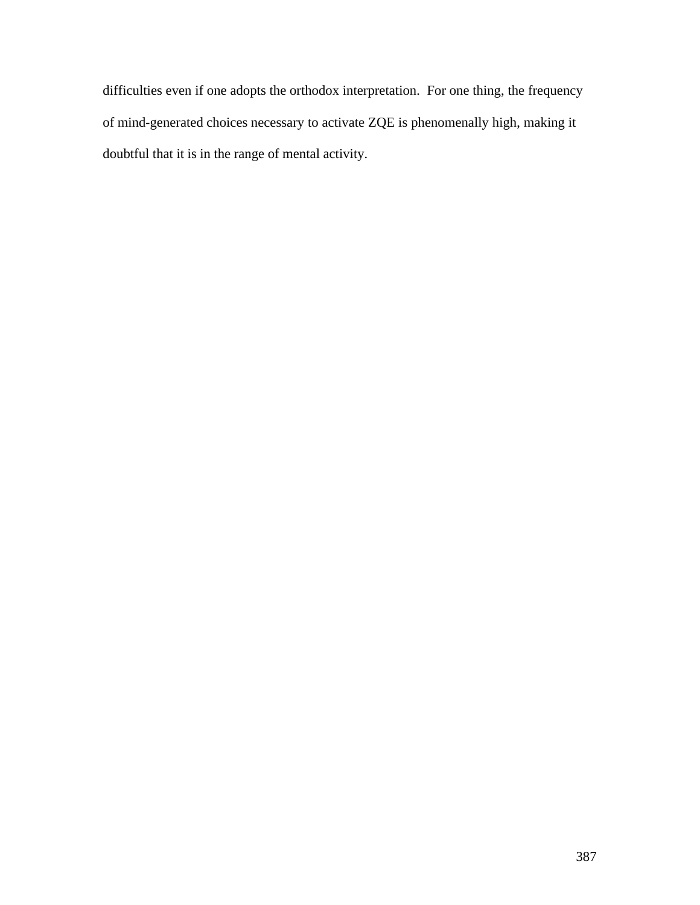difficulties even if one adopts the orthodox interpretation. For one thing, the frequency of mind-generated choices necessary to activate ZQE is phenomenally high, making it doubtful that it is in the range of mental activity.